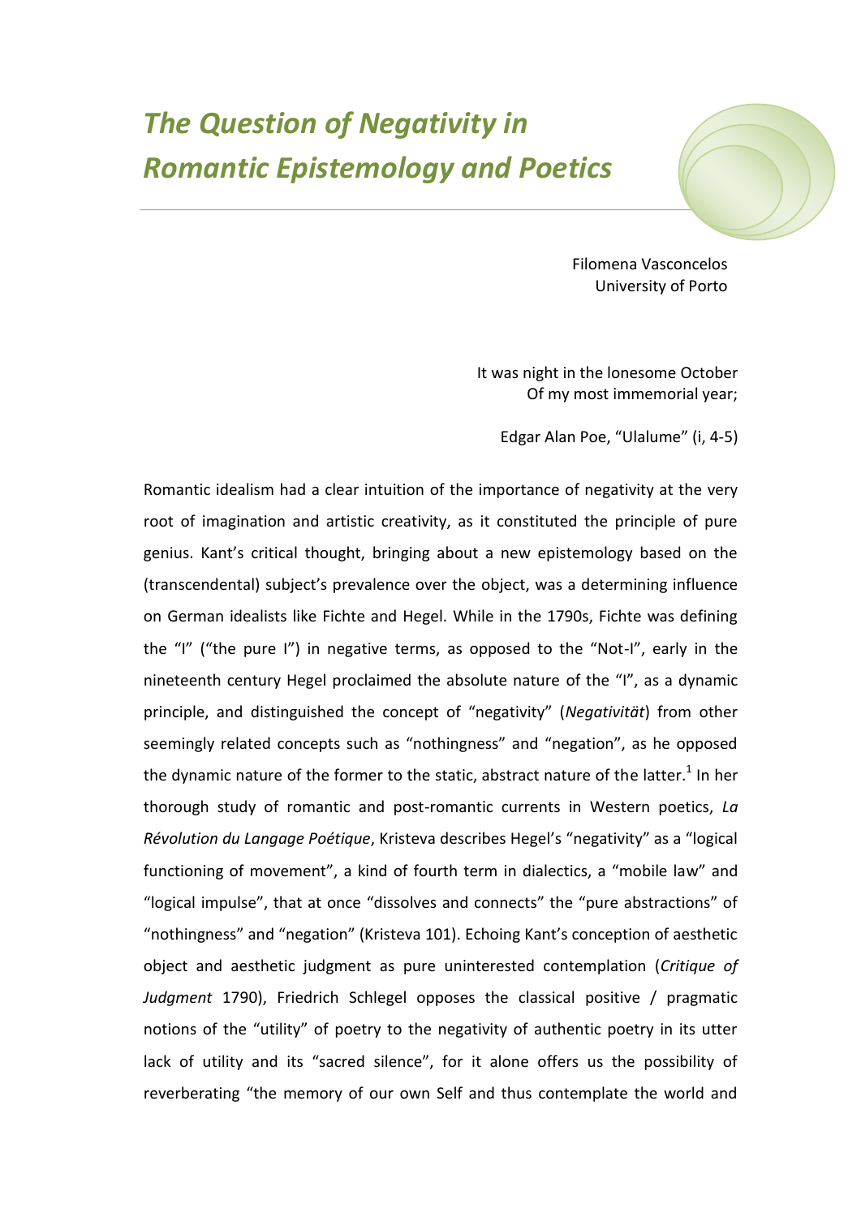# *The Question of Negativity in Romantic Epistemology and Poetics*

Filomena Vasconcelos
University of Porto

> It was night in the lonesome October
> Of my most immemorial year;
>
> Edgar Alan Poe, "Ulalume" (i, 4-5)

Romantic idealism had a clear intuition of the importance of negativity at the very root of imagination and artistic creativity, as it constituted the principle of pure genius. Kant's critical thought, bringing about a new epistemology based on the (transcendental) subject's prevalence over the object, was a determining influence on German idealists like Fichte and Hegel. While in the 1790s, Fichte was defining the "I" ("the pure I") in negative terms, as opposed to the "Not-I", early in the nineteenth century Hegel proclaimed the absolute nature of the "I", as a dynamic principle, and distinguished the concept of "negativity" (*Negativität*) from other seemingly related concepts such as "nothingness" and "negation", as he opposed the dynamic nature of the former to the static, abstract nature of the latter.[1] In her thorough study of romantic and post-romantic currents in Western poetics, *La Révolution du Langage Poétique*, Kristeva describes Hegel's "negativity" as a "logical functioning of movement", a kind of fourth term in dialectics, a "mobile law" and "logical impulse", that at once "dissolves and connects" the "pure abstractions" of "nothingness" and "negation" (Kristeva 101). Echoing Kant's conception of aesthetic object and aesthetic judgment as pure uninterested contemplation (*Critique of Judgment* 1790), Friedrich Schlegel opposes the classical positive / pragmatic notions of the "utility" of poetry to the negativity of authentic poetry in its utter lack of utility and its "sacred silence", for it alone offers us the possibility of reverberating "the memory of our own Self and thus contemplate the world and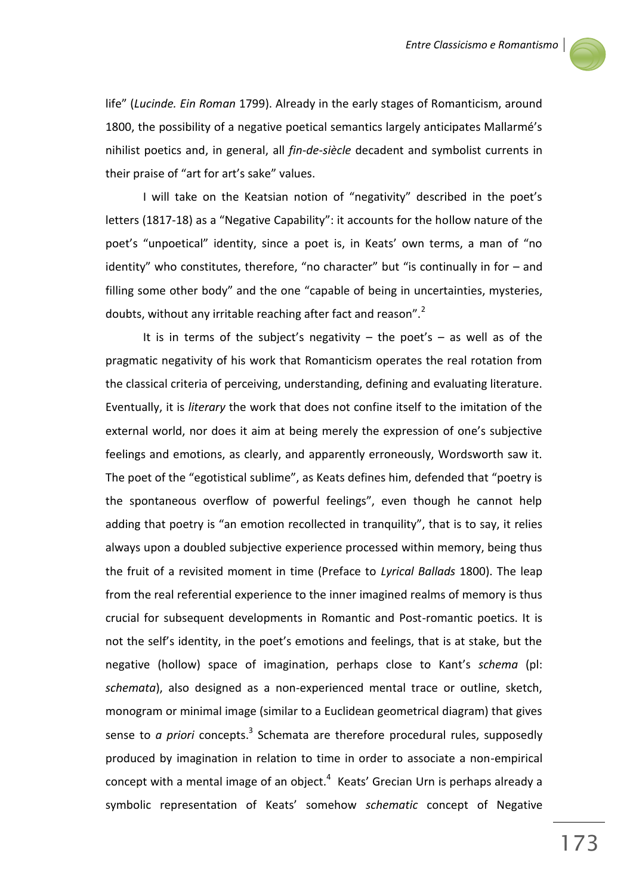life" (*Lucinde. Ein Roman* 1799). Already in the early stages of Romanticism, around 1800, the possibility of a negative poetical semantics largely anticipates Mallarmé's nihilist poetics and, in general, all *fin-de-siècle* decadent and symbolist currents in their praise of "art for art's sake" values.

I will take on the Keatsian notion of "negativity" described in the poet's letters (1817-18) as a "Negative Capability": it accounts for the hollow nature of the poet's "unpoetical" identity, since a poet is, in Keats' own terms, a man of "no identity" who constitutes, therefore, "no character" but "is continually in for – and filling some other body" and the one "capable of being in uncertainties, mysteries, doubts, without any irritable reaching after fact and reason".[2]

It is in terms of the subject's negativity – the poet's – as well as of the pragmatic negativity of his work that Romanticism operates the real rotation from the classical criteria of perceiving, understanding, defining and evaluating literature. Eventually, it is *literary* the work that does not confine itself to the imitation of the external world, nor does it aim at being merely the expression of one's subjective feelings and emotions, as clearly, and apparently erroneously, Wordsworth saw it. The poet of the "egotistical sublime", as Keats defines him, defended that "poetry is the spontaneous overflow of powerful feelings", even though he cannot help adding that poetry is "an emotion recollected in tranquility", that is to say, it relies always upon a doubled subjective experience processed within memory, being thus the fruit of a revisited moment in time (Preface to *Lyrical Ballads* 1800). The leap from the real referential experience to the inner imagined realms of memory is thus crucial for subsequent developments in Romantic and Post-romantic poetics. It is not the self's identity, in the poet's emotions and feelings, that is at stake, but the negative (hollow) space of imagination, perhaps close to Kant's *schema* (pl: *schemata*), also designed as a non-experienced mental trace or outline, sketch, monogram or minimal image (similar to a Euclidean geometrical diagram) that gives sense to *a priori* concepts.[3] Schemata are therefore procedural rules, supposedly produced by imagination in relation to time in order to associate a non-empirical concept with a mental image of an object.[4] Keats' Grecian Urn is perhaps already a symbolic representation of Keats' somehow *schematic* concept of Negative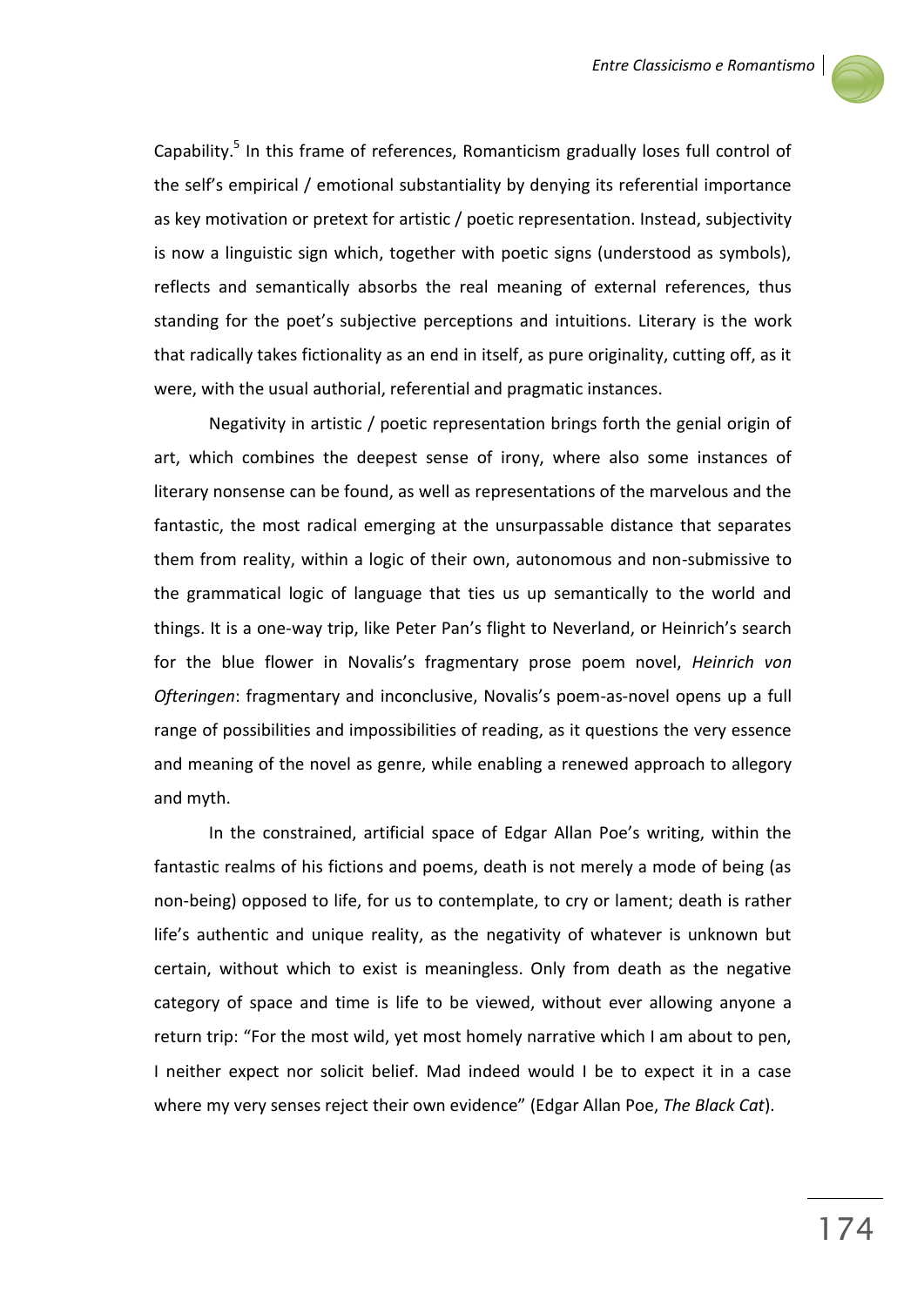Capability.[5] In this frame of references, Romanticism gradually loses full control of the self's empirical / emotional substantiality by denying its referential importance as key motivation or pretext for artistic / poetic representation. Instead, subjectivity is now a linguistic sign which, together with poetic signs (understood as symbols), reflects and semantically absorbs the real meaning of external references, thus standing for the poet's subjective perceptions and intuitions. Literary is the work that radically takes fictionality as an end in itself, as pure originality, cutting off, as it were, with the usual authorial, referential and pragmatic instances.

Negativity in artistic / poetic representation brings forth the genial origin of art, which combines the deepest sense of irony, where also some instances of literary nonsense can be found, as well as representations of the marvelous and the fantastic, the most radical emerging at the unsurpassable distance that separates them from reality, within a logic of their own, autonomous and non-submissive to the grammatical logic of language that ties us up semantically to the world and things. It is a one-way trip, like Peter Pan's flight to Neverland, or Heinrich's search for the blue flower in Novalis's fragmentary prose poem novel, *Heinrich von Ofteringen*: fragmentary and inconclusive, Novalis's poem-as-novel opens up a full range of possibilities and impossibilities of reading, as it questions the very essence and meaning of the novel as genre, while enabling a renewed approach to allegory and myth.

In the constrained, artificial space of Edgar Allan Poe's writing, within the fantastic realms of his fictions and poems, death is not merely a mode of being (as non-being) opposed to life, for us to contemplate, to cry or lament; death is rather life's authentic and unique reality, as the negativity of whatever is unknown but certain, without which to exist is meaningless. Only from death as the negative category of space and time is life to be viewed, without ever allowing anyone a return trip: "For the most wild, yet most homely narrative which I am about to pen, I neither expect nor solicit belief. Mad indeed would I be to expect it in a case where my very senses reject their own evidence" (Edgar Allan Poe, *The Black Cat*).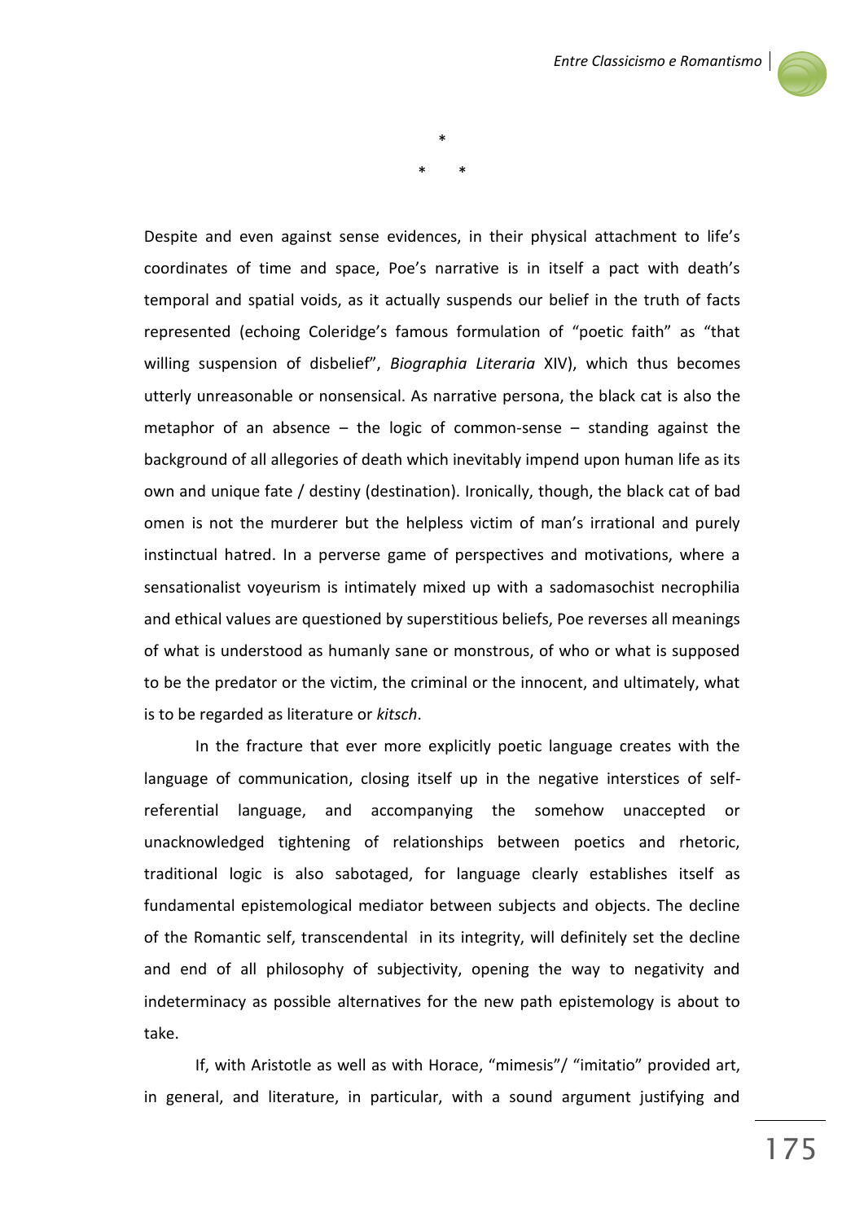*

\*   *

Despite and even against sense evidences, in their physical attachment to life's coordinates of time and space, Poe's narrative is in itself a pact with death's temporal and spatial voids, as it actually suspends our belief in the truth of facts represented (echoing Coleridge's famous formulation of "poetic faith" as "that willing suspension of disbelief", *Biographia Literaria* XIV), which thus becomes utterly unreasonable or nonsensical. As narrative persona, the black cat is also the metaphor of an absence – the logic of common-sense – standing against the background of all allegories of death which inevitably impend upon human life as its own and unique fate / destiny (destination). Ironically, though, the black cat of bad omen is not the murderer but the helpless victim of man's irrational and purely instinctual hatred. In a perverse game of perspectives and motivations, where a sensationalist voyeurism is intimately mixed up with a sadomasochist necrophilia and ethical values are questioned by superstitious beliefs, Poe reverses all meanings of what is understood as humanly sane or monstrous, of who or what is supposed to be the predator or the victim, the criminal or the innocent, and ultimately, what is to be regarded as literature or *kitsch*.

In the fracture that ever more explicitly poetic language creates with the language of communication, closing itself up in the negative interstices of self-referential language, and accompanying the somehow unaccepted or unacknowledged tightening of relationships between poetics and rhetoric, traditional logic is also sabotaged, for language clearly establishes itself as fundamental epistemological mediator between subjects and objects. The decline of the Romantic self, transcendental in its integrity, will definitely set the decline and end of all philosophy of subjectivity, opening the way to negativity and indeterminacy as possible alternatives for the new path epistemology is about to take.

If, with Aristotle as well as with Horace, "mimesis"/ "imitatio" provided art, in general, and literature, in particular, with a sound argument justifying and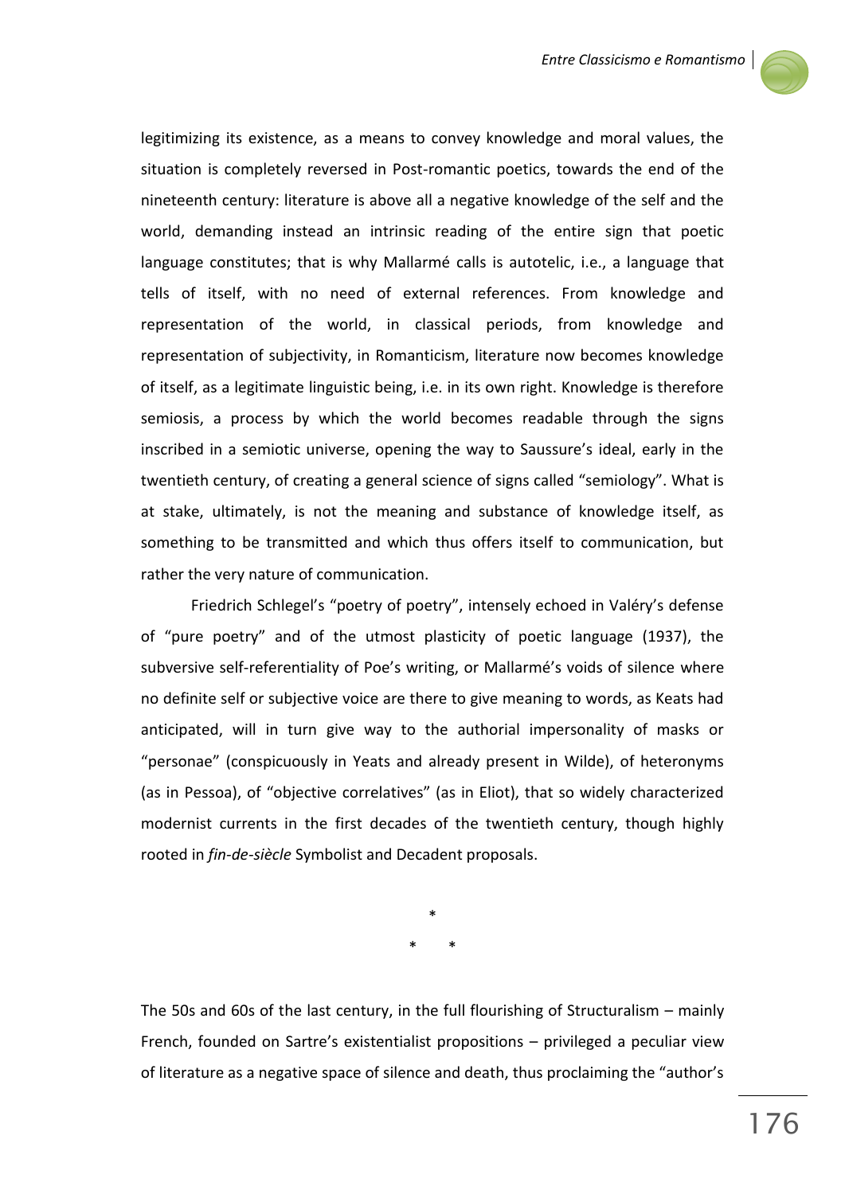legitimizing its existence, as a means to convey knowledge and moral values, the situation is completely reversed in Post-romantic poetics, towards the end of the nineteenth century: literature is above all a negative knowledge of the self and the world, demanding instead an intrinsic reading of the entire sign that poetic language constitutes; that is why Mallarmé calls is autotelic, i.e., a language that tells of itself, with no need of external references. From knowledge and representation of the world, in classical periods, from knowledge and representation of subjectivity, in Romanticism, literature now becomes knowledge of itself, as a legitimate linguistic being, i.e. in its own right. Knowledge is therefore semiosis, a process by which the world becomes readable through the signs inscribed in a semiotic universe, opening the way to Saussure's ideal, early in the twentieth century, of creating a general science of signs called "semiology". What is at stake, ultimately, is not the meaning and substance of knowledge itself, as something to be transmitted and which thus offers itself to communication, but rather the very nature of communication.

Friedrich Schlegel's "poetry of poetry", intensely echoed in Valéry's defense of "pure poetry" and of the utmost plasticity of poetic language (1937), the subversive self-referentiality of Poe's writing, or Mallarmé's voids of silence where no definite self or subjective voice are there to give meaning to words, as Keats had anticipated, will in turn give way to the authorial impersonality of masks or "personae" (conspicuously in Yeats and already present in Wilde), of heteronyms (as in Pessoa), of "objective correlatives" (as in Eliot), that so widely characterized modernist currents in the first decades of the twentieth century, though highly rooted in *fin-de-siècle* Symbolist and Decadent proposals.

\*

\* \*

The 50s and 60s of the last century, in the full flourishing of Structuralism – mainly French, founded on Sartre's existentialist propositions – privileged a peculiar view of literature as a negative space of silence and death, thus proclaiming the "author's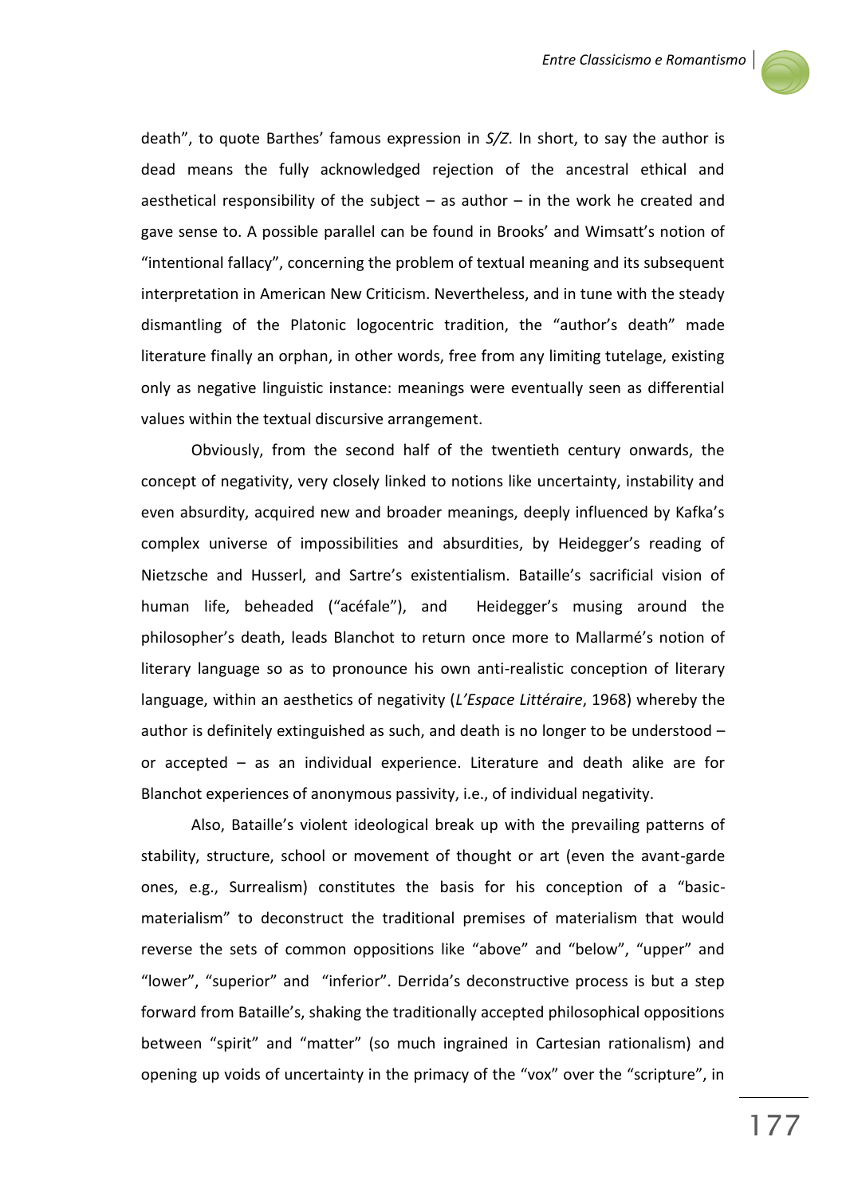death", to quote Barthes' famous expression in *S/Z*. In short, to say the author is dead means the fully acknowledged rejection of the ancestral ethical and aesthetical responsibility of the subject – as author – in the work he created and gave sense to. A possible parallel can be found in Brooks' and Wimsatt's notion of "intentional fallacy", concerning the problem of textual meaning and its subsequent interpretation in American New Criticism. Nevertheless, and in tune with the steady dismantling of the Platonic logocentric tradition, the "author's death" made literature finally an orphan, in other words, free from any limiting tutelage, existing only as negative linguistic instance: meanings were eventually seen as differential values within the textual discursive arrangement.

Obviously, from the second half of the twentieth century onwards, the concept of negativity, very closely linked to notions like uncertainty, instability and even absurdity, acquired new and broader meanings, deeply influenced by Kafka's complex universe of impossibilities and absurdities, by Heidegger's reading of Nietzsche and Husserl, and Sartre's existentialism. Bataille's sacrificial vision of human life, beheaded ("acéfale"), and Heidegger's musing around the philosopher's death, leads Blanchot to return once more to Mallarmé's notion of literary language so as to pronounce his own anti-realistic conception of literary language, within an aesthetics of negativity (*L'Espace Littéraire*, 1968) whereby the author is definitely extinguished as such, and death is no longer to be understood – or accepted – as an individual experience. Literature and death alike are for Blanchot experiences of anonymous passivity, i.e., of individual negativity.

Also, Bataille's violent ideological break up with the prevailing patterns of stability, structure, school or movement of thought or art (even the avant-garde ones, e.g., Surrealism) constitutes the basis for his conception of a "basic-materialism" to deconstruct the traditional premises of materialism that would reverse the sets of common oppositions like "above" and "below", "upper" and "lower", "superior" and "inferior". Derrida's deconstructive process is but a step forward from Bataille's, shaking the traditionally accepted philosophical oppositions between "spirit" and "matter" (so much ingrained in Cartesian rationalism) and opening up voids of uncertainty in the primacy of the "vox" over the "scripture", in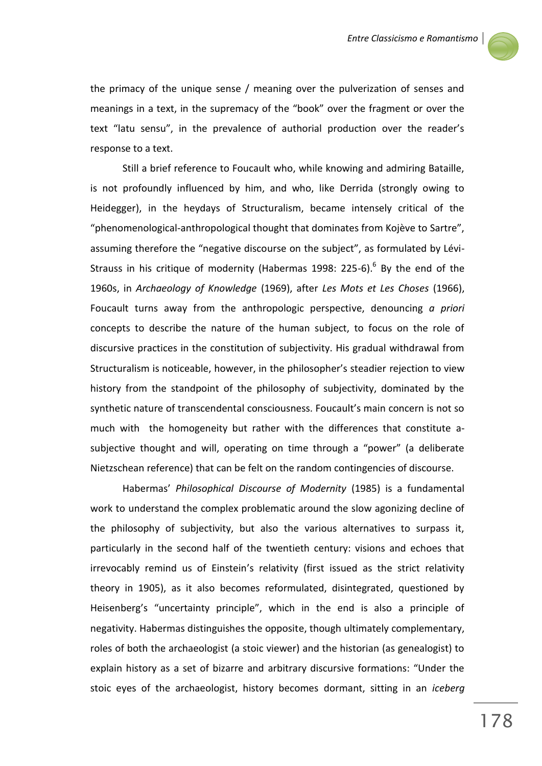the primacy of the unique sense / meaning over the pulverization of senses and meanings in a text, in the supremacy of the "book" over the fragment or over the text "latu sensu", in the prevalence of authorial production over the reader's response to a text.

Still a brief reference to Foucault who, while knowing and admiring Bataille, is not profoundly influenced by him, and who, like Derrida (strongly owing to Heidegger), in the heydays of Structuralism, became intensely critical of the "phenomenological-anthropological thought that dominates from Kojève to Sartre", assuming therefore the "negative discourse on the subject", as formulated by Lévi-Strauss in his critique of modernity (Habermas 1998: 225-6).[6] By the end of the 1960s, in *Archaeology of Knowledge* (1969), after *Les Mots et Les Choses* (1966), Foucault turns away from the anthropologic perspective, denouncing *a priori* concepts to describe the nature of the human subject, to focus on the role of discursive practices in the constitution of subjectivity. His gradual withdrawal from Structuralism is noticeable, however, in the philosopher's steadier rejection to view history from the standpoint of the philosophy of subjectivity, dominated by the synthetic nature of transcendental consciousness. Foucault's main concern is not so much with the homogeneity but rather with the differences that constitute a-subjective thought and will, operating on time through a "power" (a deliberate Nietzschean reference) that can be felt on the random contingencies of discourse.

Habermas' *Philosophical Discourse of Modernity* (1985) is a fundamental work to understand the complex problematic around the slow agonizing decline of the philosophy of subjectivity, but also the various alternatives to surpass it, particularly in the second half of the twentieth century: visions and echoes that irrevocably remind us of Einstein's relativity (first issued as the strict relativity theory in 1905), as it also becomes reformulated, disintegrated, questioned by Heisenberg's "uncertainty principle", which in the end is also a principle of negativity. Habermas distinguishes the opposite, though ultimately complementary, roles of both the archaeologist (a stoic viewer) and the historian (as genealogist) to explain history as a set of bizarre and arbitrary discursive formations: "Under the stoic eyes of the archaeologist, history becomes dormant, sitting in an *iceberg*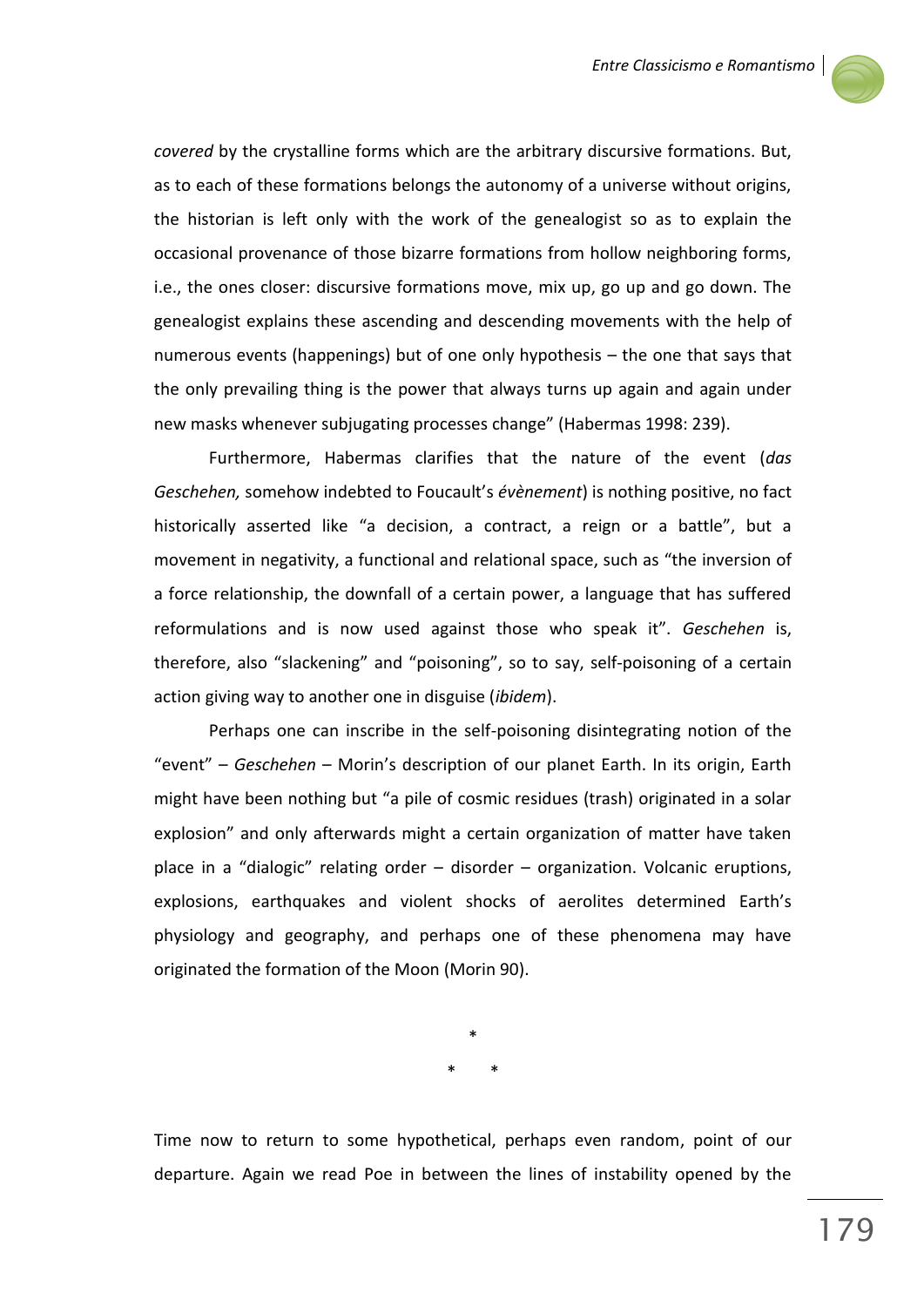*covered* by the crystalline forms which are the arbitrary discursive formations. But, as to each of these formations belongs the autonomy of a universe without origins, the historian is left only with the work of the genealogist so as to explain the occasional provenance of those bizarre formations from hollow neighboring forms, i.e., the ones closer: discursive formations move, mix up, go up and go down. The genealogist explains these ascending and descending movements with the help of numerous events (happenings) but of one only hypothesis – the one that says that the only prevailing thing is the power that always turns up again and again under new masks whenever subjugating processes change" (Habermas 1998: 239).

Furthermore, Habermas clarifies that the nature of the event (*das Geschehen,* somehow indebted to Foucault's *évènement*) is nothing positive, no fact historically asserted like "a decision, a contract, a reign or a battle", but a movement in negativity, a functional and relational space, such as "the inversion of a force relationship, the downfall of a certain power, a language that has suffered reformulations and is now used against those who speak it". *Geschehen* is, therefore, also "slackening" and "poisoning", so to say, self-poisoning of a certain action giving way to another one in disguise (*ibidem*).

Perhaps one can inscribe in the self-poisoning disintegrating notion of the "event" – *Geschehen* – Morin's description of our planet Earth. In its origin, Earth might have been nothing but "a pile of cosmic residues (trash) originated in a solar explosion" and only afterwards might a certain organization of matter have taken place in a "dialogic" relating order – disorder – organization. Volcanic eruptions, explosions, earthquakes and violent shocks of aerolites determined Earth's physiology and geography, and perhaps one of these phenomena may have originated the formation of the Moon (Morin 90).

*

\*      *

Time now to return to some hypothetical, perhaps even random, point of our departure. Again we read Poe in between the lines of instability opened by the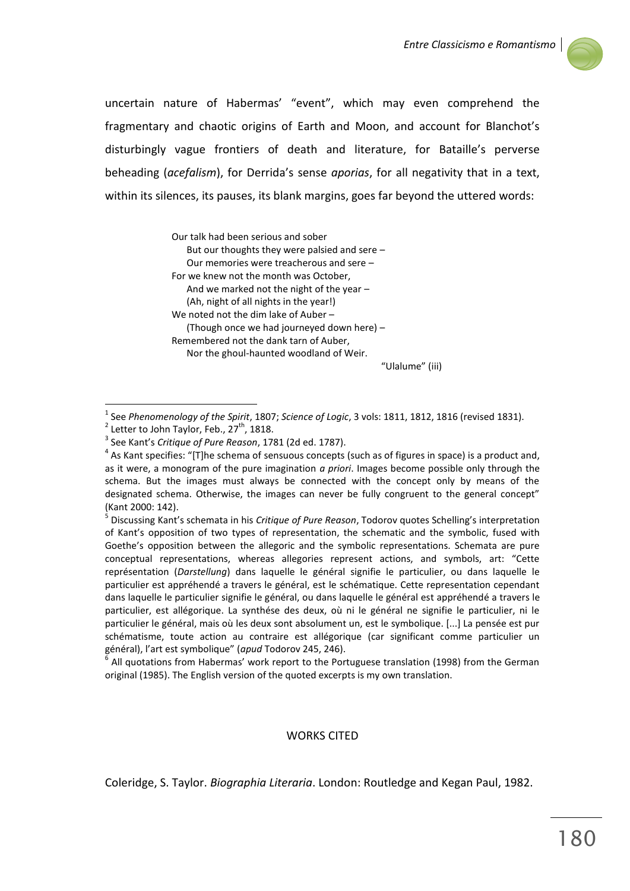uncertain nature of Habermas' "event", which may even comprehend the fragmentary and chaotic origins of Earth and Moon, and account for Blanchot's disturbingly vague frontiers of death and literature, for Bataille's perverse beheading (*acefalism*), for Derrida's sense *aporias*, for all negativity that in a text, within its silences, its pauses, its blank margins, goes far beyond the uttered words:

> Our talk had been serious and sober  
> &nbsp;&nbsp;&nbsp;&nbsp;But our thoughts they were palsied and sere –  
> &nbsp;&nbsp;&nbsp;&nbsp;Our memories were treacherous and sere –  
> For we knew not the month was October,  
> &nbsp;&nbsp;&nbsp;&nbsp;And we marked not the night of the year –  
> &nbsp;&nbsp;&nbsp;&nbsp;(Ah, night of all nights in the year!)  
> We noted not the dim lake of Auber –  
> &nbsp;&nbsp;&nbsp;&nbsp;(Though once we had journeyed down here) –  
> Remembered not the dank tarn of Auber,  
> &nbsp;&nbsp;&nbsp;&nbsp;Nor the ghoul-haunted woodland of Weir.  
>
> "Ulalume" (iii)

---

[1] See *Phenomenology of the Spirit*, 1807; *Science of Logic*, 3 vols: 1811, 1812, 1816 (revised 1831).

[2] Letter to John Taylor, Feb., 27th, 1818.

[3] See Kant's *Critique of Pure Reason*, 1781 (2d ed. 1787).

[4] As Kant specifies: "[T]he schema of sensuous concepts (such as of figures in space) is a product and, as it were, a monogram of the pure imagination *a priori*. Images become possible only through the schema. But the images must always be connected with the concept only by means of the designated schema. Otherwise, the images can never be fully congruent to the general concept" (Kant 2000: 142).

[5] Discussing Kant's schemata in his *Critique of Pure Reason*, Todorov quotes Schelling's interpretation of Kant's opposition of two types of representation, the schematic and the symbolic, fused with Goethe's opposition between the allegoric and the symbolic representations. Schemata are pure conceptual representations, whereas allegories represent actions, and symbols, art: "Cette représentation (*Darstellung*) dans laquelle le général signifie le particulier, ou dans laquelle le particulier est appréhendé a travers le général, est le schématique. Cette representation cependant dans laquelle le particulier signifie le général, ou dans laquelle le général est appréhendé a travers le particulier, est allégorique. La synthése des deux, où ni le général ne signifie le particulier, ni le particulier le général, mais où les deux sont absolument un, est le symbolique. [...] La pensée est pur schématisme, toute action au contraire est allégorique (car significant comme particulier un général), l'art est symbolique" (*apud* Todorov 245, 246).

[6] All quotations from Habermas' work report to the Portuguese translation (1998) from the German original (1985). The English version of the quoted excerpts is my own translation.

## WORKS CITED

Coleridge, S. Taylor. *Biographia Literaria*. London: Routledge and Kegan Paul, 1982.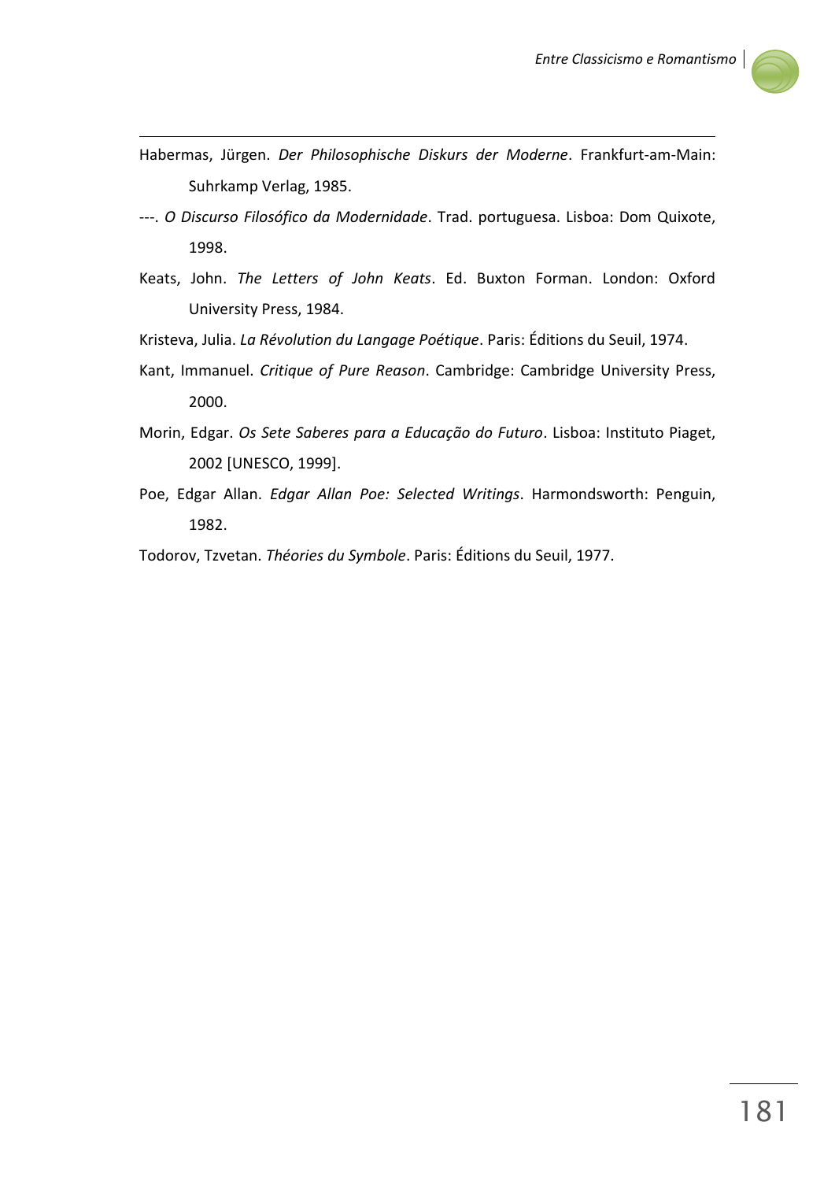Habermas, Jürgen. *Der Philosophische Diskurs der Moderne*. Frankfurt-am-Main: Suhrkamp Verlag, 1985.

---. *O Discurso Filosófico da Modernidade*. Trad. portuguesa. Lisboa: Dom Quixote, 1998.

Keats, John. *The Letters of John Keats*. Ed. Buxton Forman. London: Oxford University Press, 1984.

Kristeva, Julia. *La Révolution du Langage Poétique*. Paris: Éditions du Seuil, 1974.

Kant, Immanuel. *Critique of Pure Reason*. Cambridge: Cambridge University Press, 2000.

Morin, Edgar. *Os Sete Saberes para a Educação do Futuro*. Lisboa: Instituto Piaget, 2002 [UNESCO, 1999].

Poe, Edgar Allan. *Edgar Allan Poe: Selected Writings*. Harmondsworth: Penguin, 1982.

Todorov, Tzvetan. *Théories du Symbole*. Paris: Éditions du Seuil, 1977.